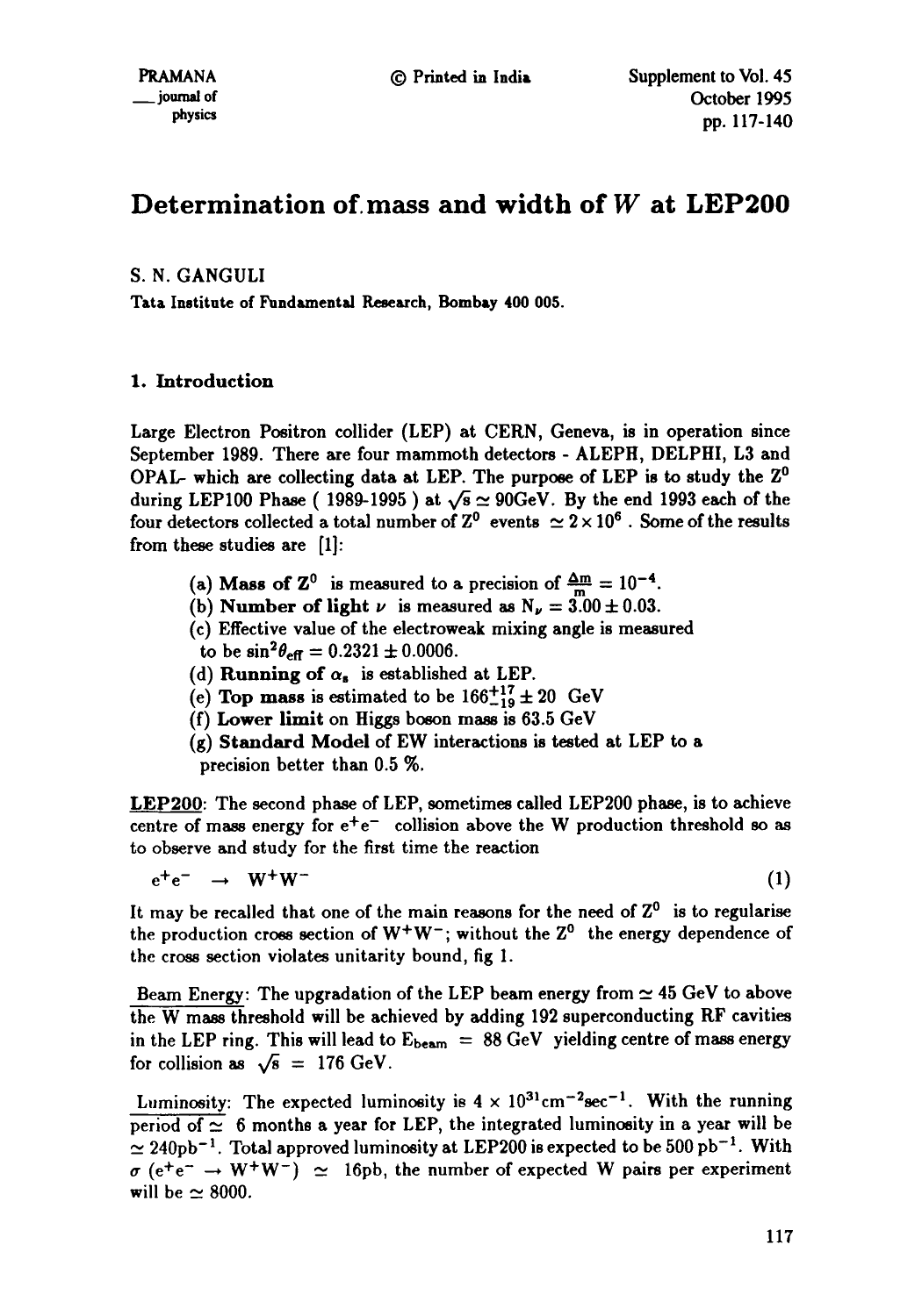# Determination of mass and width of $W$ at LEP200

S. N. GANGULI

Tata Institute of Fundamental Research, Bombay 400 005.

## 1. Introduction

Large Electron Positron collider (LEP) at CERN, Geneva, is in operation since September 1989. There are four mammoth detectors - ALEPH, DELPHI, L3 and OPAL- which are collecting data at LEP. The purpose of LEP is to study the $Z^0$ during LEP100 Phase ( 1989-1995 ) at $\sqrt{s} \simeq 90$GeV. By the end 1993 each of the four detectors collected a total number of $Z^0$ events $\simeq 2 \times 10^6$ . Some of the results from these studies are [1]:

- (a) **Mass of $Z^0$** is measured to a precision of $\frac{\Delta m}{m} = 10^{-4}$.
- (b) **Number of light $\nu$** is measured as $N_\nu = 3.00 \pm 0.03$.
- (c) Effective value of the electroweak mixing angle is measured to be $\sin^2\theta_{eff} = 0.2321 \pm 0.0006$.
- (d) **Running of $\alpha_s$** is established at LEP.
- (e) **Top mass** is estimated to be $166^{+17}_{-19} \pm 20$ GeV
- (f) **Lower limit** on Higgs boson mass is 63.5 GeV
- (g) **Standard Model** of EW interactions is tested at LEP to a precision better than 0.5 %.

<u>LEP200</u>: The second phase of LEP, sometimes called LEP200 phase, is to achieve centre of mass energy for $e^+e^-$ collision above the W production threshold so as to observe and study for the first time the reaction

$$e^+e^- \rightarrow W^+W^- \tag{1}$$

It may be recalled that one of the main reasons for the need of $Z^0$ is to regularise the production cross section of $W^+W^-$; without the $Z^0$ the energy dependence of the cross section violates unitarity bound, fig 1.

<u>Beam Energy</u>: The upgradation of the LEP beam energy from $\simeq 45$ GeV to above the W mass threshold will be achieved by adding 192 superconducting RF cavities in the LEP ring. This will lead to $E_{beam} = 88$ GeV yielding centre of mass energy for collision as $\sqrt{s} = 176$ GeV.

<u>Luminosity</u>: The expected luminosity is $4 \times 10^{31}\text{cm}^{-2}\text{sec}^{-1}$. With the running period of $\simeq$ 6 months a year for LEP, the integrated luminosity in a year will be $\simeq 240\text{pb}^{-1}$. Total approved luminosity at LEP200 is expected to be 500 $\text{pb}^{-1}$. With $\sigma$ ($e^+e^- \rightarrow W^+W^-$) $\simeq$ 16pb, the number of expected W pairs per experiment will be $\simeq 8000$.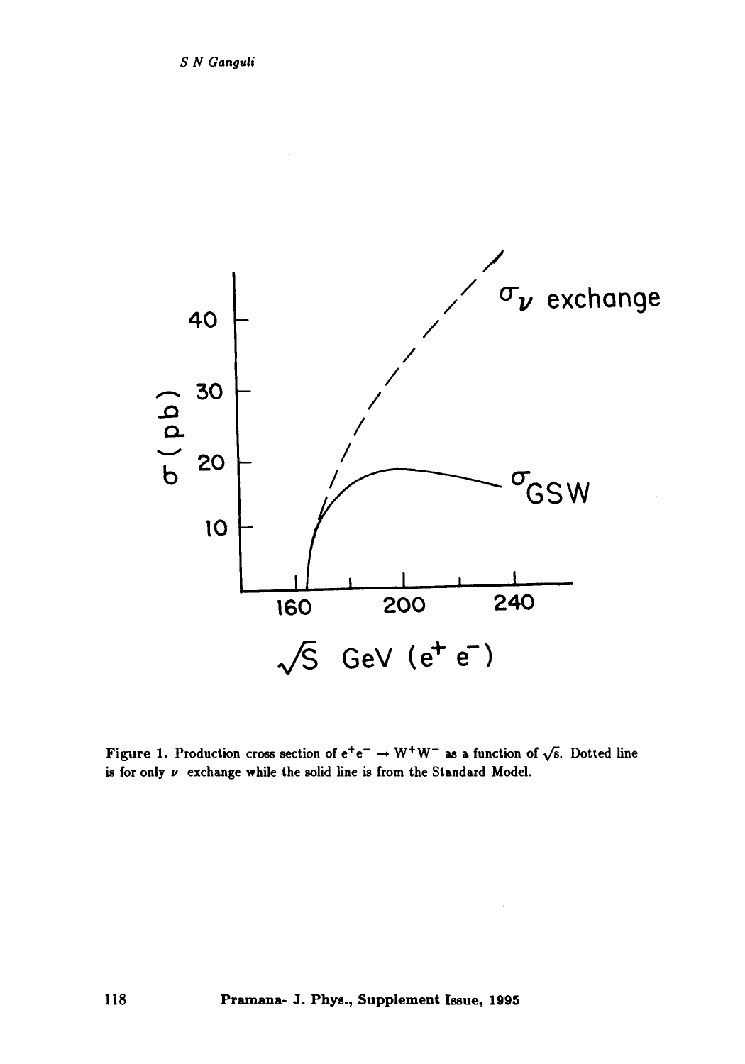Figure 1. Production cross section of $e^+e^- \rightarrow W^+W^-$ as a function of $\sqrt{s}$. Dotted line is for only $\nu$ exchange while the solid line is from the Standard Model.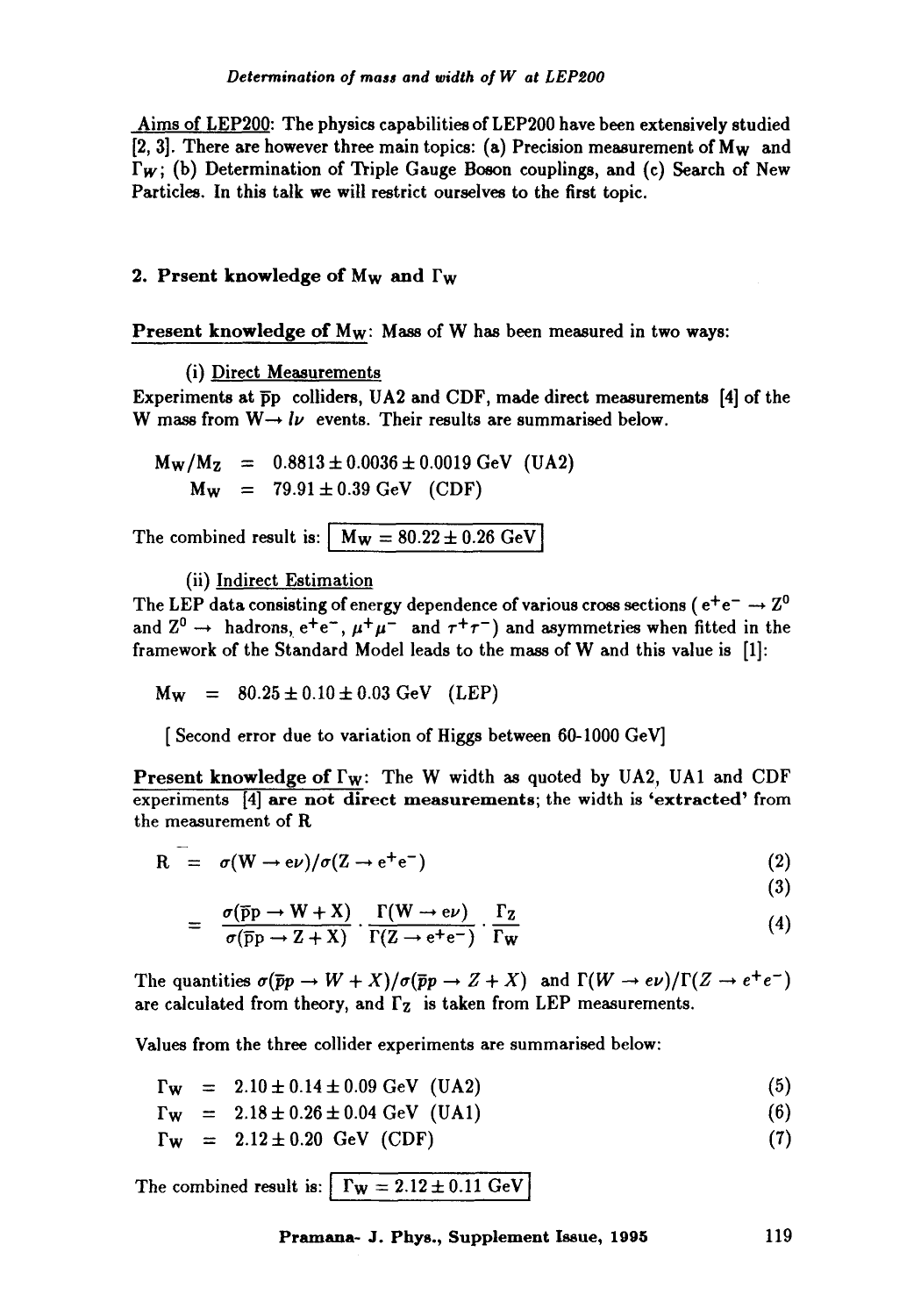Aims of LEP200: The physics capabilities of LEP200 have been extensively studied [2, 3]. There are however three main topics: (a) Precision measurement of $M_W$ and $\Gamma_W$; (b) Determination of Triple Gauge Boson couplings, and (c) Search of New Particles. In this talk we will restrict ourselves to the first topic.

## 2. Prsent knowledge of $M_W$ and $\Gamma_W$

**Present knowledge of $M_W$**: Mass of W has been measured in two ways:

(i) Direct Measurements

Experiments at $\bar{p}p$ colliders, UA2 and CDF, made direct measurements [4] of the W mass from $W \rightarrow l\nu$ events. Their results are summarised below.

$$
\begin{aligned}
M_W/M_Z &= 0.8813 \pm 0.0036 \pm 0.0019 \text{ GeV (UA2)} \\
M_W &= 79.91 \pm 0.39 \text{ GeV (CDF)}
\end{aligned}
$$

The combined result is: $\boxed{M_W = 80.22 \pm 0.26 \text{ GeV}}$

(ii) Indirect Estimation

The LEP data consisting of energy dependence of various cross sections ( $e^+e^- \rightarrow Z^0$ and $Z^0 \rightarrow$ hadrons, $e^+e^-$, $\mu^+\mu^-$ and $\tau^+\tau^-$) and asymmetries when fitted in the framework of the Standard Model leads to the mass of W and this value is [1]:

$$
M_W = 80.25 \pm 0.10 \pm 0.03 \text{ GeV (LEP)}
$$

[ Second error due to variation of Higgs between 60-1000 GeV]

**Present knowledge of $\Gamma_W$**: The W width as quoted by UA2, UA1 and CDF experiments [4] **are not direct measurements**; the width is **'extracted'** from the measurement of R

$$
R = \sigma(W \rightarrow e\nu)/\sigma(Z \rightarrow e^+e^-) \tag{2}
$$

(3)

$$
= \frac{\sigma(\bar{p}p \rightarrow W + X)}{\sigma(\bar{p}p \rightarrow Z + X)} \cdot \frac{\Gamma(W \rightarrow e\nu)}{\Gamma(Z \rightarrow e^+e^-)} \cdot \frac{\Gamma_Z}{\Gamma_W} \tag{4}
$$

The quantities $\sigma(\bar{p}p \rightarrow W + X)/\sigma(\bar{p}p \rightarrow Z + X)$ and $\Gamma(W \rightarrow e\nu)/\Gamma(Z \rightarrow e^+e^-)$ are calculated from theory, and $\Gamma_Z$ is taken from LEP measurements.

Values from the three collider experiments are summarised below:

$$
\Gamma_W = 2.10 \pm 0.14 \pm 0.09 \text{ GeV (UA2)} \tag{5}
$$

$$
\Gamma_W = 2.18 \pm 0.26 \pm 0.04 \text{ GeV (UA1)} \tag{6}
$$

$$
\Gamma_W = 2.12 \pm 0.20 \text{ GeV (CDF)} \tag{7}
$$

The combined result is: $\boxed{\Gamma_W = 2.12 \pm 0.11 \text{ GeV}}$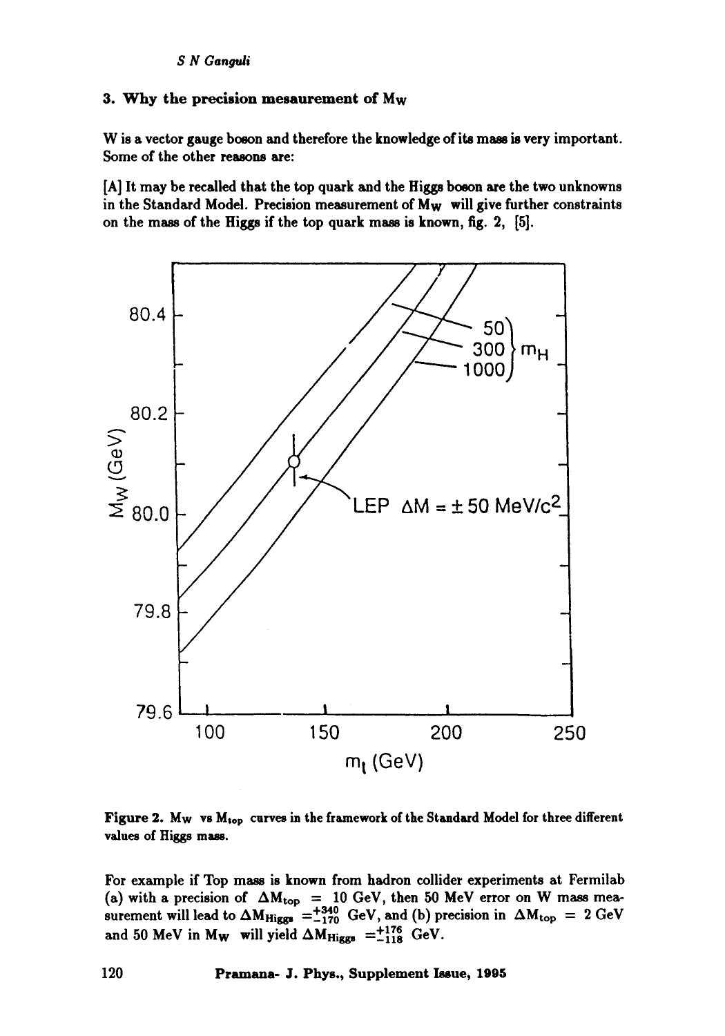### 3. Why the precision mesaurement of $M_W$

W is a vector gauge boson and therefore the knowledge of its mass is very important. Some of the other reasons are:

[A] It may be recalled that the top quark and the Higgs boson are the two unknowns in the Standard Model. Precision measurement of $M_W$ will give further constraints on the mass of the Higgs if the top quark mass is known, fig. 2, [5].

**Figure 2.** $M_W$ vs $M_{top}$ curves in the framework of the Standard Model for three different values of Higgs mass.

For example if Top mass is known from hadron collider experiments at Fermilab (a) with a precision of $\Delta M_{top} = 10$ GeV, then 50 MeV error on W mass measurement will lead to $\Delta M_{Higgs} = ^{+340}_{-170}$ GeV, and (b) precision in $\Delta M_{top} = 2$ GeV and 50 MeV in $M_W$ will yield $\Delta M_{Higgs} = ^{+176}_{-118}$ GeV.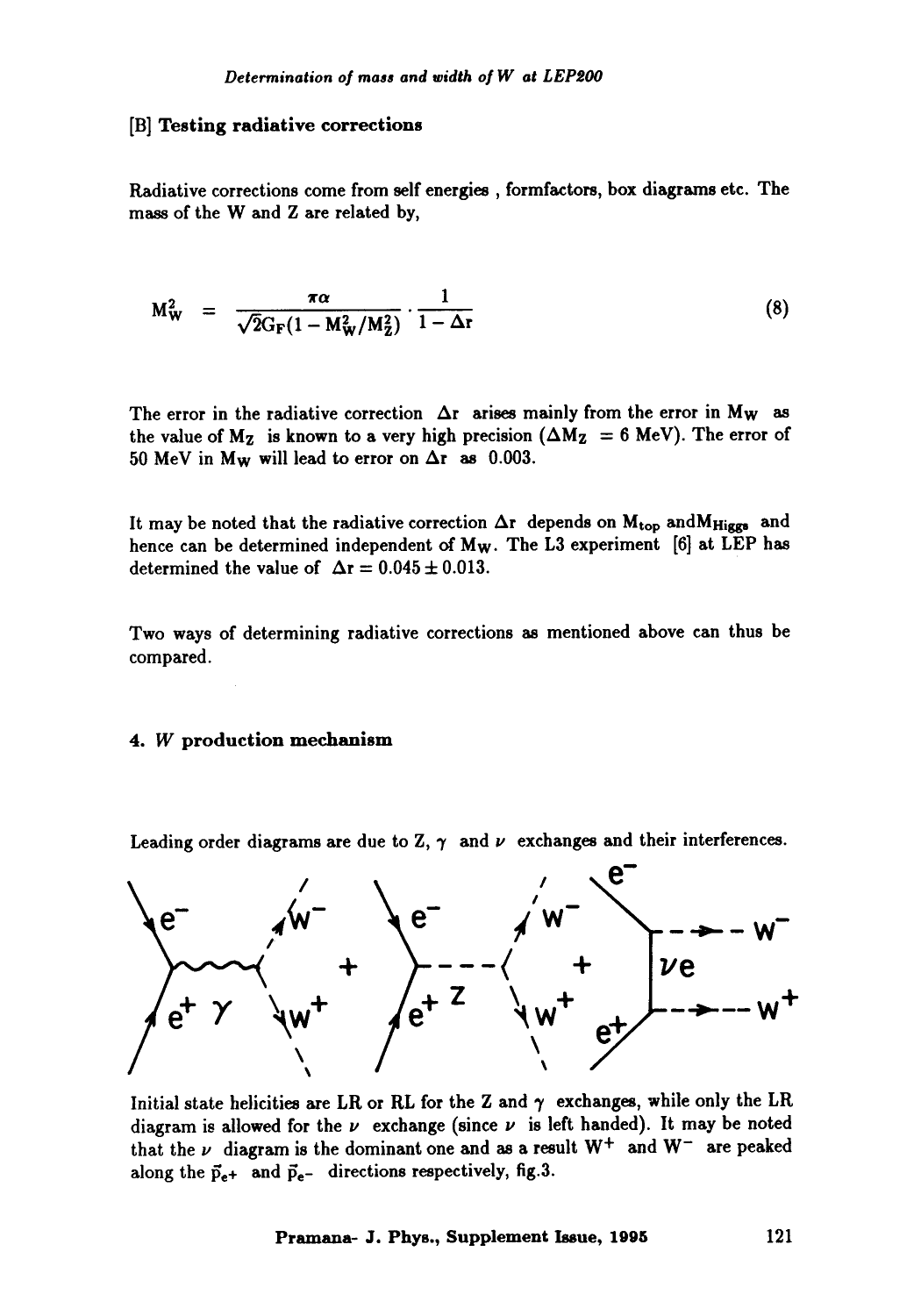### [B] Testing radiative corrections

Radiative corrections come from self energies , formfactors, box diagrams etc. The mass of the W and Z are related by,

$$M_W^2 = \frac{\pi\alpha}{\sqrt{2}G_F(1 - M_W^2/M_Z^2)} \cdot \frac{1}{1 - \Delta r} \tag{8}$$

The error in the radiative correction $\Delta r$ arises mainly from the error in $M_W$ as the value of $M_Z$ is known to a very high precision ($\Delta M_Z = 6$ MeV). The error of 50 MeV in $M_W$ will lead to error on $\Delta r$ as 0.003.

It may be noted that the radiative correction $\Delta r$ depends on $M_{top}$ and$M_{Higgs}$ and hence can be determined independent of $M_W$. The L3 experiment [6] at LEP has determined the value of $\Delta r = 0.045 \pm 0.013$.

Two ways of determining radiative corrections as mentioned above can thus be compared.

## 4. *W* production mechanism

Leading order diagrams are due to Z, $\gamma$ and $\nu$ exchanges and their interferences.

Initial state helicities are LR or RL for the Z and $\gamma$ exchanges, while only the LR diagram is allowed for the $\nu$ exchange (since $\nu$ is left handed). It may be noted that the $\nu$ diagram is the dominant one and as a result $W^+$ and $W^-$ are peaked along the $\vec{p}_{e^+}$ and $\vec{p}_{e^-}$ directions respectively, fig.3.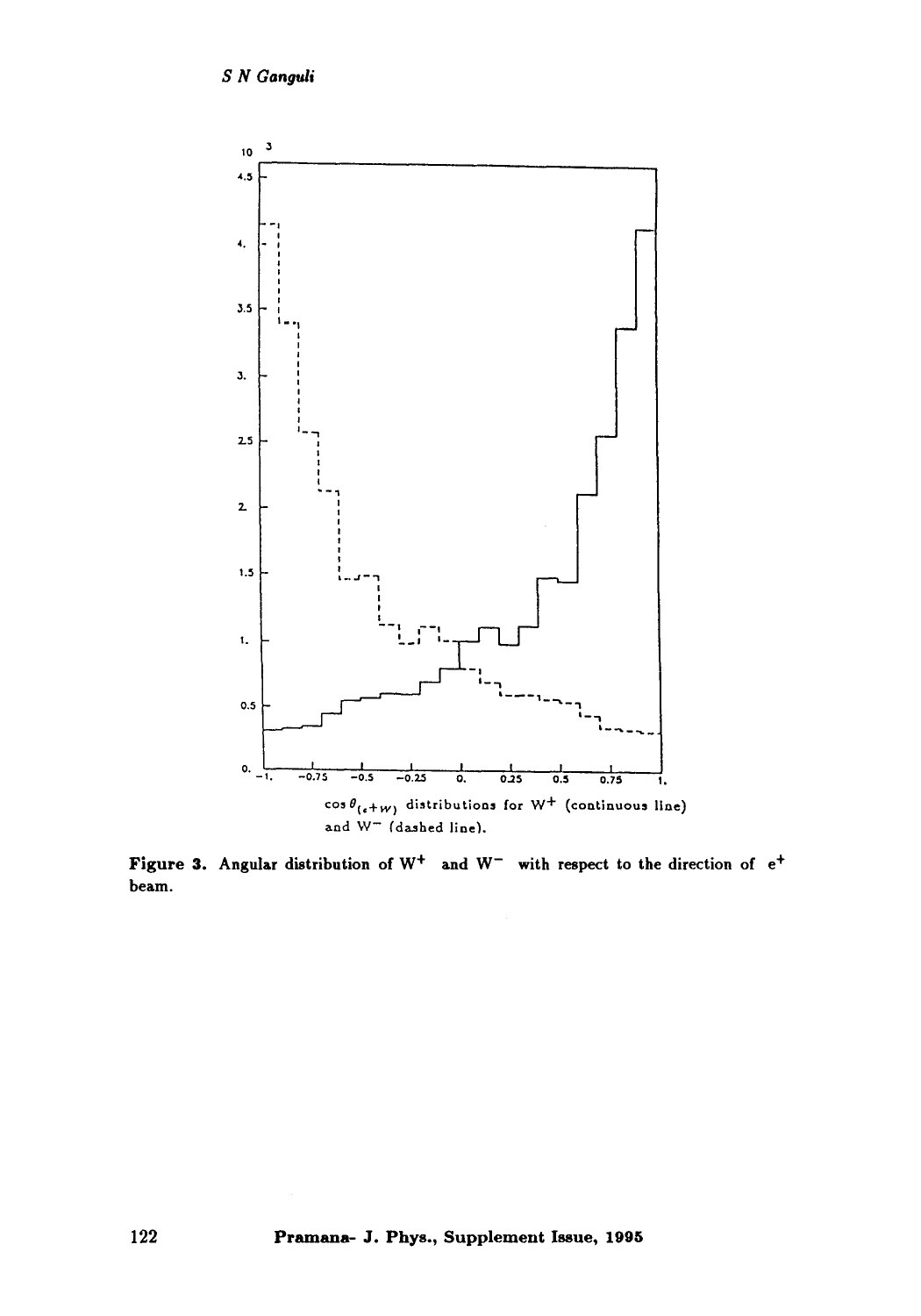$\cos\theta_{(e^+W)}$ distributions for $W^+$ (continuous line) and $W^-$ (dashed line).

**Figure 3.** Angular distribution of $W^+$ and $W^-$ with respect to the direction of $e^+$ beam.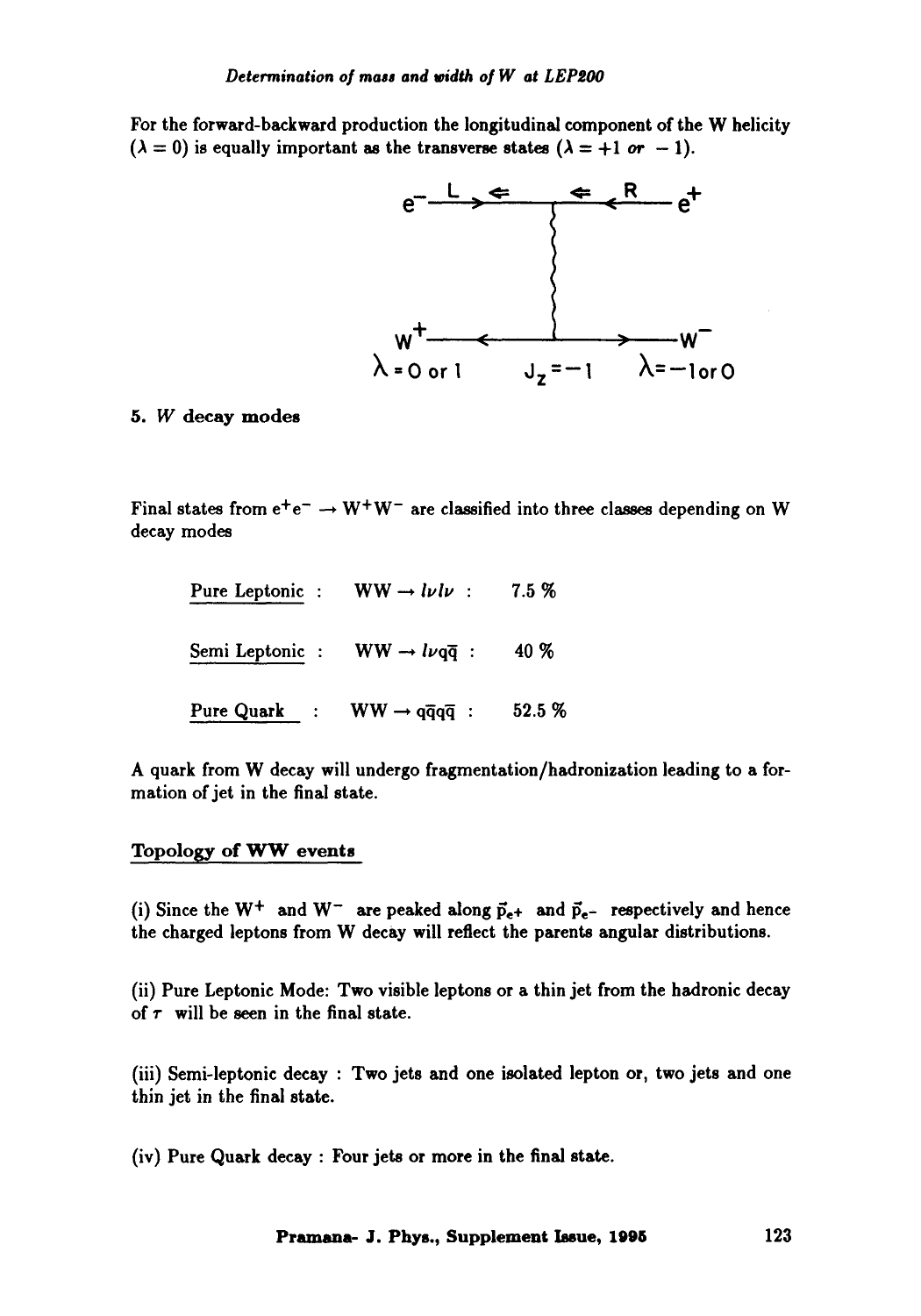For the forward-backward production the longitudinal component of the W helicity ($\lambda = 0$) is equally important as the transverse states ($\lambda = +1$ *or* $-1$).

## 5. *W* decay modes

Final states from $e^+e^- \rightarrow W^+W^-$ are classified into three classes depending on W decay modes

| | | |
|---|---|---|
| Pure Leptonic : | $WW \rightarrow l\nu l\nu$ : | 7.5 % |
| Semi Leptonic : | $WW \rightarrow l\nu q\bar{q}$ : | 40 % |
| Pure Quark : | $WW \rightarrow q\bar{q}q\bar{q}$ : | 52.5 % |

A quark from W decay will undergo fragmentation/hadronization leading to a formation of jet in the final state.

### Topology of WW events

(i) Since the $W^+$ and $W^-$ are peaked along $\vec{p}_{e^+}$ and $\vec{p}_{e^-}$ respectively and hence the charged leptons from W decay will reflect the parents angular distributions.

(ii) Pure Leptonic Mode: Two visible leptons or a thin jet from the hadronic decay of $\tau$ will be seen in the final state.

(iii) Semi-leptonic decay : Two jets and one isolated lepton or, two jets and one thin jet in the final state.

(iv) Pure Quark decay : Four jets or more in the final state.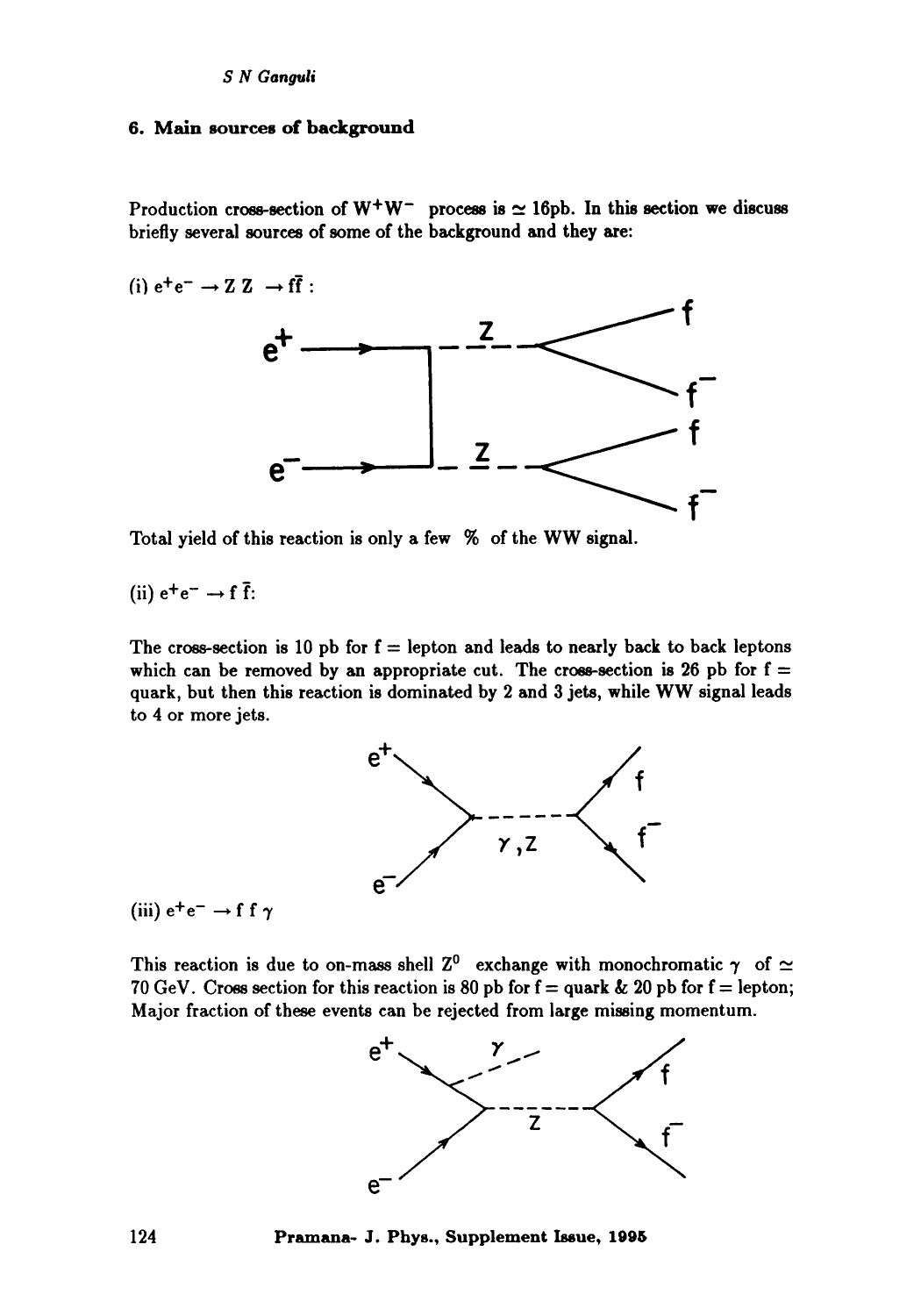## 6. Main sources of background

Production cross-section of $W^+W^-$ process is $\simeq$ 16pb. In this section we discuss briefly several sources of some of the background and they are:

(i) $e^+e^- \rightarrow Z\,Z \rightarrow f\bar{f}$ :

Total yield of this reaction is only a few % of the WW signal.

(ii) $e^+e^- \rightarrow f\,\bar{f}$:

The cross-section is 10 pb for f = lepton and leads to nearly back to back leptons which can be removed by an appropriate cut. The cross-section is 26 pb for f = quark, but then this reaction is dominated by 2 and 3 jets, while WW signal leads to 4 or more jets.

(iii) $e^+e^- \rightarrow f\,f\,\gamma$

This reaction is due to on-mass shell $Z^0$ exchange with monochromatic $\gamma$ of $\simeq$ 70 GeV. Cross section for this reaction is 80 pb for f = quark & 20 pb for f = lepton; Major fraction of these events can be rejected from large missing momentum.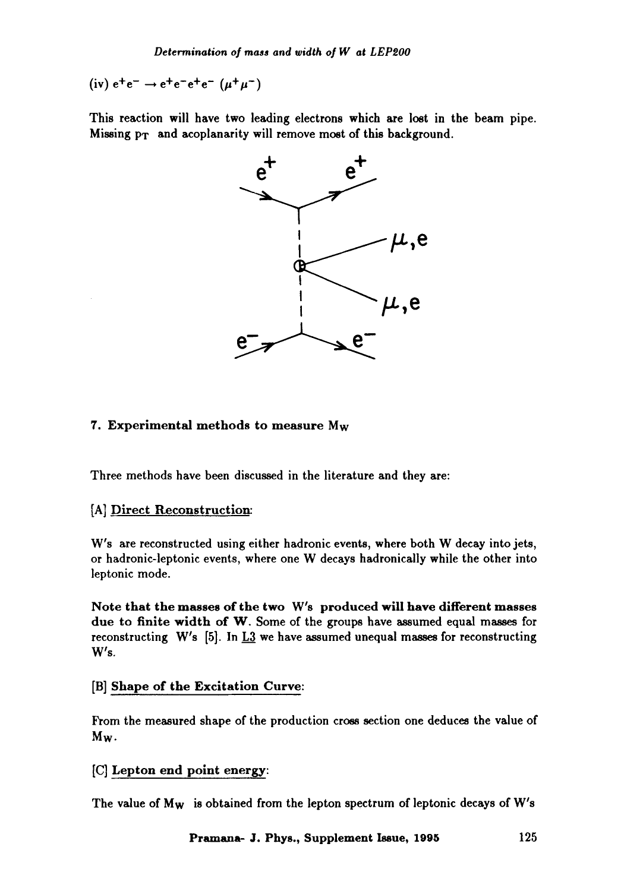(iv) $e^+e^- \rightarrow e^+e^-e^+e^-$ $(\mu^+\mu^-)$

This reaction will have two leading electrons which are lost in the beam pipe. Missing $p_T$ and acoplanarity will remove most of this background.

## 7. Experimental methods to measure $M_W$

Three methods have been discussed in the literature and they are:

[A] Direct Reconstruction:

W's are reconstructed using either hadronic events, where both W decay into jets, or hadronic-leptonic events, where one W decays hadronically while the other into leptonic mode.

**Note that the masses of the two W's produced will have different masses due to finite width of W.** Some of the groups have assumed equal masses for reconstructing W's [5]. In L3 we have assumed unequal masses for reconstructing W's.

[B] Shape of the Excitation Curve:

From the measured shape of the production cross section one deduces the value of $M_W$.

[C] Lepton end point energy:

The value of $M_W$ is obtained from the lepton spectrum of leptonic decays of W's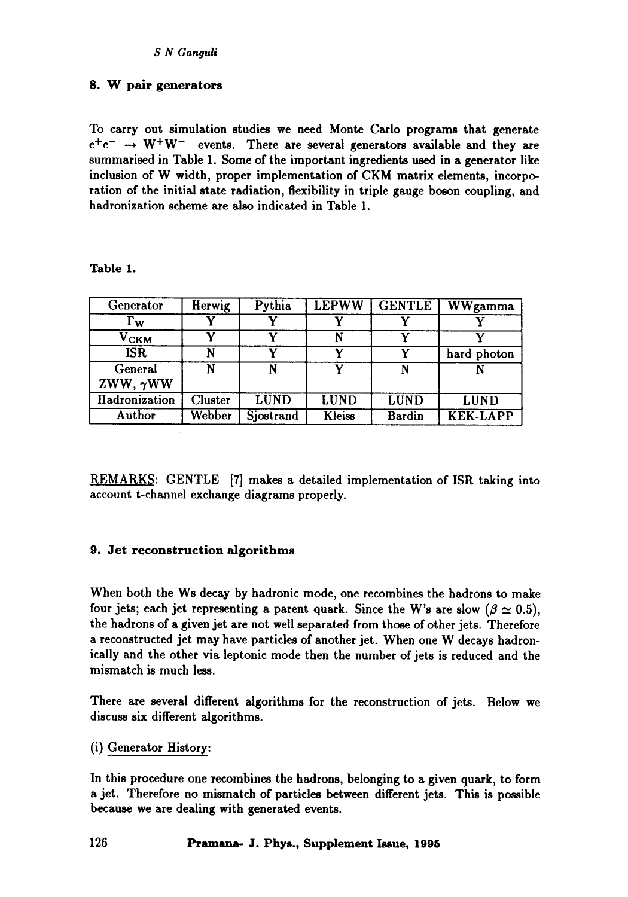## 8. W pair generators

To carry out simulation studies we need Monte Carlo programs that generate $e^+e^- \rightarrow W^+W^-$ events. There are several generators available and they are summarised in Table 1. Some of the important ingredients used in a generator like inclusion of W width, proper implementation of CKM matrix elements, incorporation of the initial state radiation, flexibility in triple gauge boson coupling, and hadronization scheme are also indicated in Table 1.

**Table 1.**

| Generator | Herwig | Pythia | LEPWW | GENTLE | WWgamma |
|---|---|---|---|---|---|
| $\Gamma_W$ | Y | Y | Y | Y | Y |
| $V_{CKM}$ | Y | Y | N | Y | Y |
| ISR | N | Y | Y | Y | hard photon |
| General ZWW, $\gamma$WW | N | N | Y | N | N |
| Hadronization | Cluster | LUND | LUND | LUND | LUND |
| Author | Webber | Sjostrand | Kleiss | Bardin | KEK-LAPP |

REMARKS: GENTLE [7] makes a detailed implementation of ISR taking into account t-channel exchange diagrams properly.

## 9. Jet reconstruction algorithms

When both the Ws decay by hadronic mode, one recombines the hadrons to make four jets; each jet representing a parent quark. Since the W's are slow ($\beta \simeq 0.5$), the hadrons of a given jet are not well separated from those of other jets. Therefore a reconstructed jet may have particles of another jet. When one W decays hadronically and the other via leptonic mode then the number of jets is reduced and the mismatch is much less.

There are several different algorithms for the reconstruction of jets. Below we discuss six different algorithms.

(i) Generator History:

In this procedure one recombines the hadrons, belonging to a given quark, to form a jet. Therefore no mismatch of particles between different jets. This is possible because we are dealing with generated events.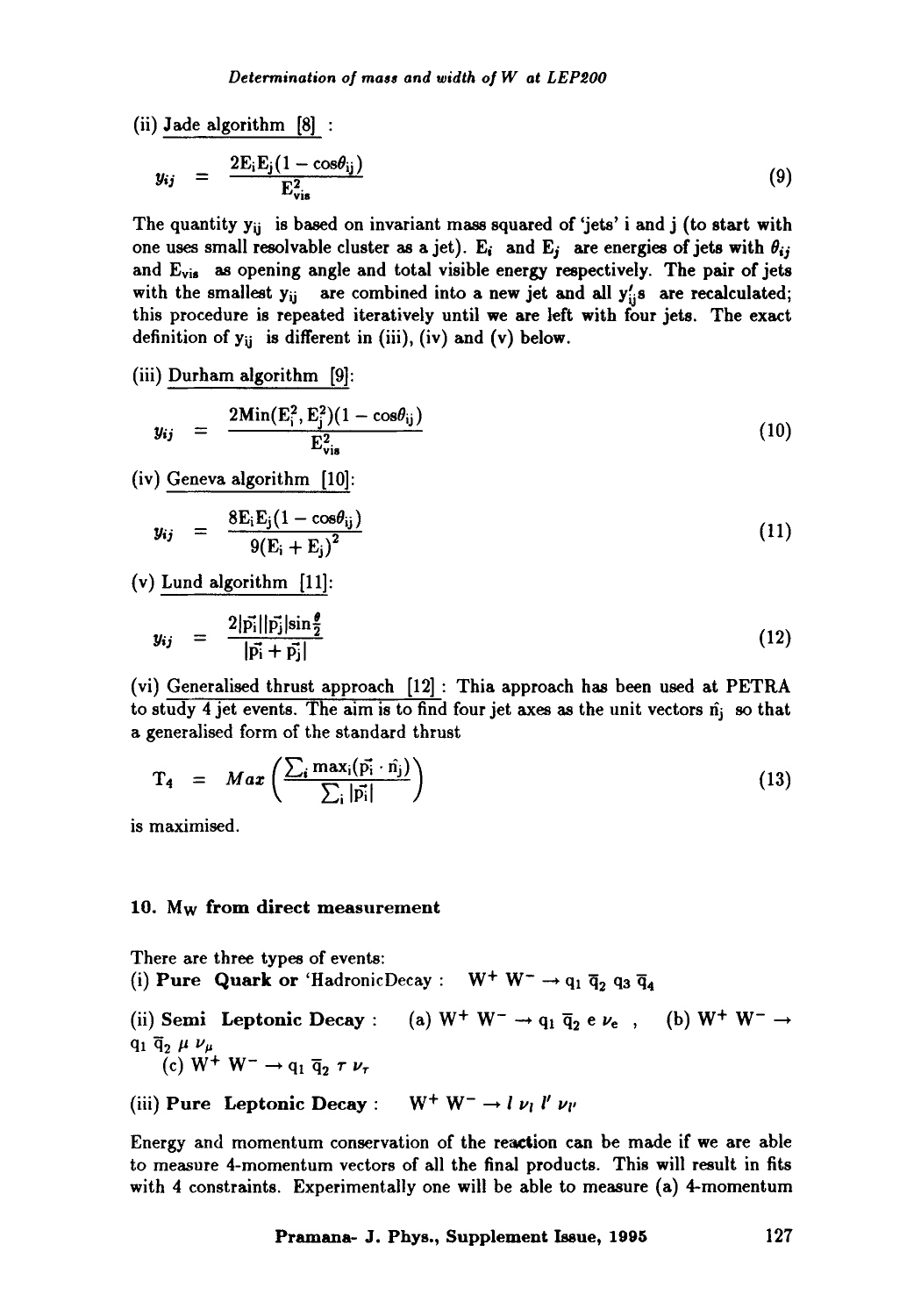(ii) Jade algorithm [8] :

$$y_{ij} = \frac{2E_iE_j(1-\cos\theta_{ij})}{E_{vis}^2} \tag{9}$$

The quantity $y_{ij}$ is based on invariant mass squared of 'jets' i and j (to start with one uses small resolvable cluster as a jet). $E_i$ and $E_j$ are energies of jets with $\theta_{ij}$ and $E_{vis}$ as opening angle and total visible energy respectively. The pair of jets with the smallest $y_{ij}$ are combined into a new jet and all $y'_{ij}$s are recalculated; this procedure is repeated iteratively until we are left with four jets. The exact definition of $y_{ij}$ is different in (iii), (iv) and (v) below.

(iii) Durham algorithm [9]:

$$y_{ij} = \frac{2\mathrm{Min}(E_i^2, E_j^2)(1-\cos\theta_{ij})}{E_{vis}^2} \tag{10}$$

(iv) Geneva algorithm [10]:

$$y_{ij} = \frac{8E_iE_j(1-\cos\theta_{ij})}{9(E_i+E_j)^2} \tag{11}$$

(v) Lund algorithm [11]:

$$y_{ij} = \frac{2|\vec{p_i}||\vec{p_j}|\sin\frac{\theta}{2}}{|\vec{p_i}+\vec{p_j}|} \tag{12}$$

(vi) Generalised thrust approach [12] : Thia approach has been used at PETRA to study 4 jet events. The aim is to find four jet axes as the unit vectors $\hat{n_j}$ so that a generalised form of the standard thrust

$$T_4 = Max\left(\frac{\sum_i \max_i(\vec{p_i}\cdot\hat{n_j})}{\sum_i |\vec{p_i}|}\right) \tag{13}$$

is maximised.

## 10. $M_W$ from direct measurement

There are three types of events:

(i) **Pure Quark** or 'HadronicDecay : $W^+W^- \rightarrow q_1\,\overline{q}_2\,q_3\,\overline{q}_4$

(ii) **Semi Leptonic Decay** : (a) $W^+W^- \rightarrow q_1\,\overline{q}_2\,e\,\nu_e$ , (b) $W^+W^- \rightarrow q_1\,\overline{q}_2\,\mu\,\nu_\mu$
(c) $W^+W^- \rightarrow q_1\,\overline{q}_2\,\tau\,\nu_\tau$

(iii) **Pure Leptonic Decay** : $W^+W^- \rightarrow l\,\nu_l\,l'\,\nu_{l'}$

Energy and momentum conservation of the reaction can be made if we are able to measure 4-momentum vectors of all the final products. This will result in fits with 4 constraints. Experimentally one will be able to measure (a) 4-momentum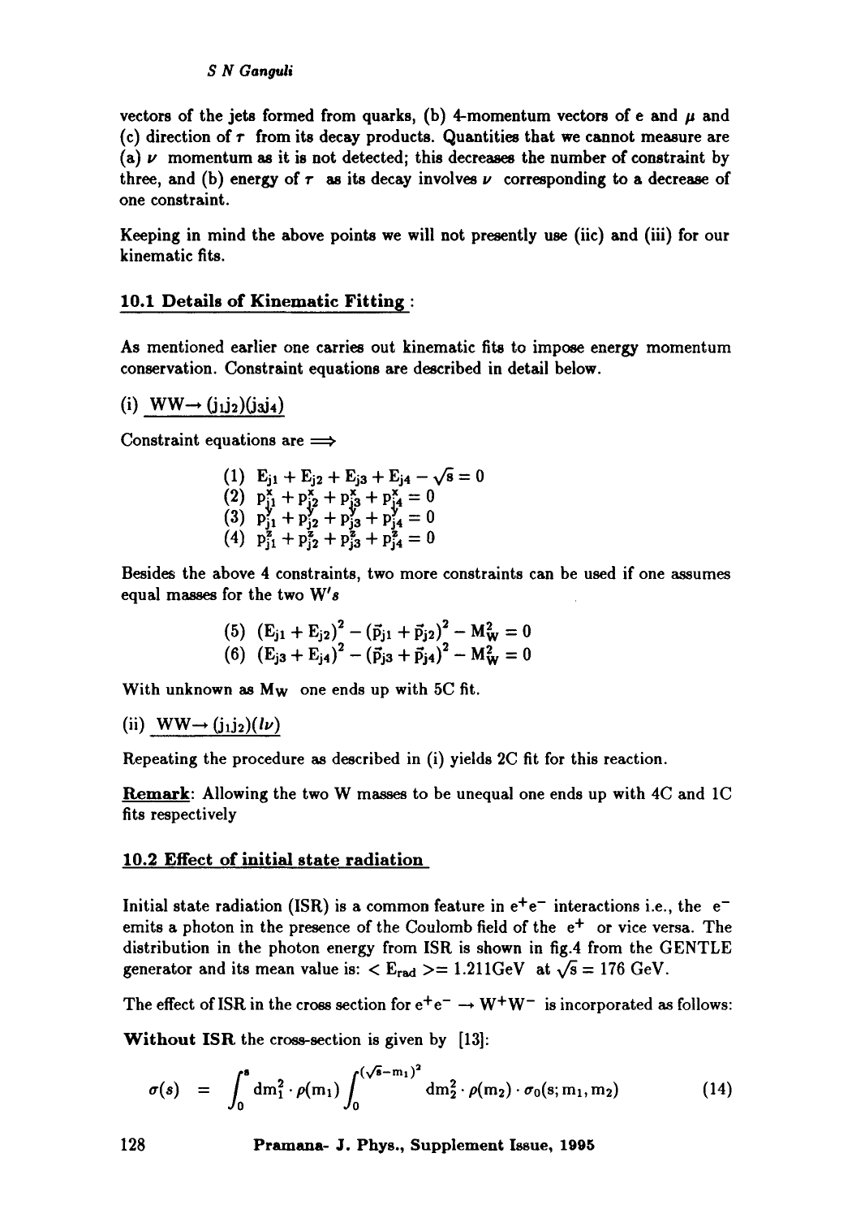vectors of the jets formed from quarks, (b) 4-momentum vectors of e and $\mu$ and (c) direction of $\tau$ from its decay products. Quantities that we cannot measure are (a) $\nu$ momentum as it is not detected; this decreases the number of constraint by three, and (b) energy of $\tau$ as its decay involves $\nu$ corresponding to a decrease of one constraint.

Keeping in mind the above points we will not presently use (iic) and (iii) for our kinematic fits.

## 10.1 Details of Kinematic Fitting :

As mentioned earlier one carries out kinematic fits to impose energy momentum conservation. Constraint equations are described in detail below.

(i) $WW \rightarrow (j_1j_2)(j_3j_4)$

Constraint equations are $\Longrightarrow$

$$
\begin{aligned}
&(1)\ \ E_{j1} + E_{j2} + E_{j3} + E_{j4} - \sqrt{s} = 0 \\
&(2)\ \ p^x_{j1} + p^x_{j2} + p^x_{j3} + p^x_{j4} = 0 \\
&(3)\ \ p^y_{j1} + p^y_{j2} + p^y_{j3} + p^y_{j4} = 0 \\
&(4)\ \ p^z_{j1} + p^z_{j2} + p^z_{j3} + p^z_{j4} = 0
\end{aligned}
$$

Besides the above 4 constraints, two more constraints can be used if one assumes equal masses for the two $W's$

$$
\begin{aligned}
&(5)\ \ (E_{j1} + E_{j2})^2 - (\vec{p}_{j1} + \vec{p}_{j2})^2 - M_W^2 = 0 \\
&(6)\ \ (E_{j3} + E_{j4})^2 - (\vec{p}_{j3} + \vec{p}_{j4})^2 - M_W^2 = 0
\end{aligned}
$$

With unknown as $M_W$ one ends up with 5C fit.

(ii) $WW \rightarrow (j_1j_2)(l\nu)$

Repeating the procedure as described in (i) yields 2C fit for this reaction.

**Remark**: Allowing the two W masses to be unequal one ends up with 4C and 1C fits respectively

## 10.2 Effect of initial state radiation

Initial state radiation (ISR) is a common feature in $e^+e^-$ interactions i.e., the $e^-$ emits a photon in the presence of the Coulomb field of the $e^+$ or vice versa. The distribution in the photon energy from ISR is shown in fig.4 from the GENTLE generator and its mean value is: $< E_{rad} > = 1.211 \text{GeV}$ at $\sqrt{s} = 176$ GeV.

The effect of ISR in the cross section for $e^+e^- \rightarrow W^+W^-$ is incorporated as follows:

**Without ISR** the cross-section is given by [13]:

$$
\sigma(s) \ = \ \int_0^s dm_1^2 \cdot \rho(m_1) \int_0^{(\sqrt{s}-m_1)^2} dm_2^2 \cdot \rho(m_2) \cdot \sigma_0(s; m_1, m_2) \qquad (14)
$$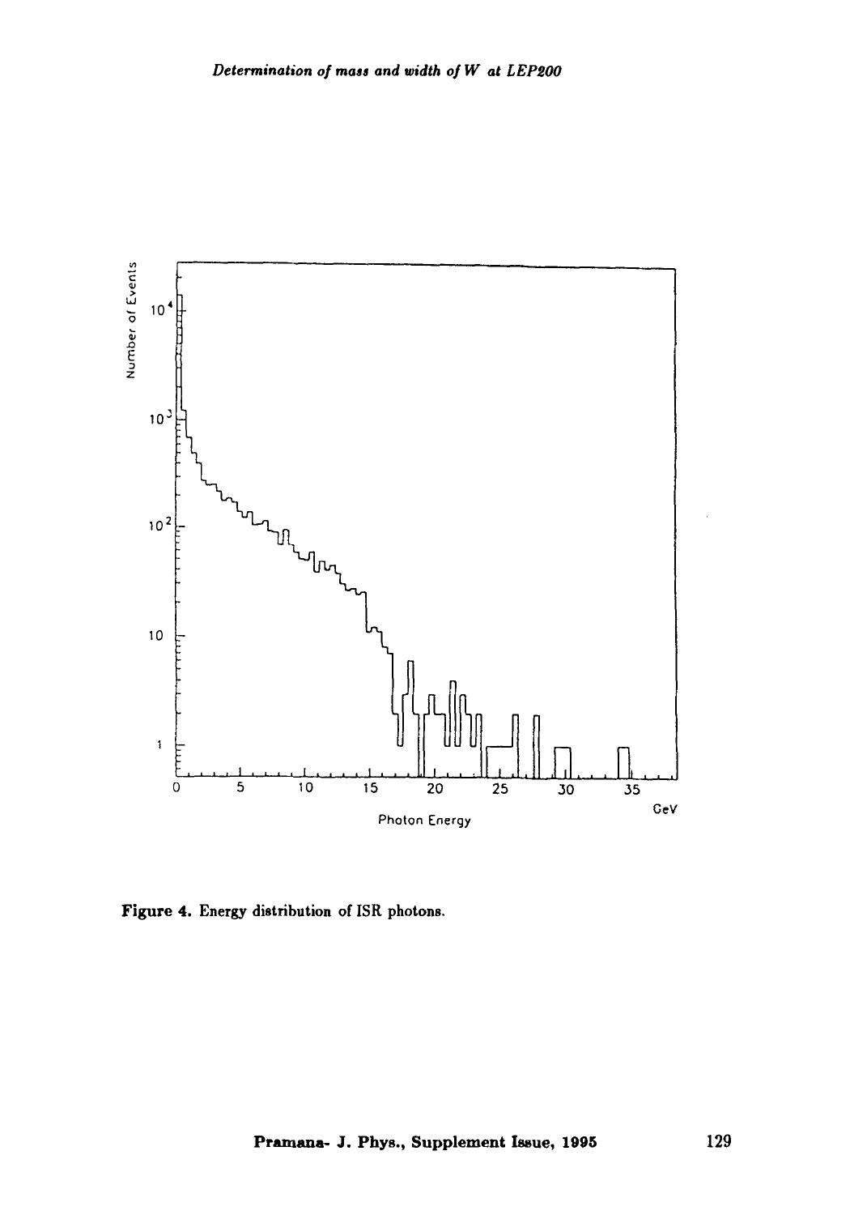Figure 4. Energy distribution of ISR photons.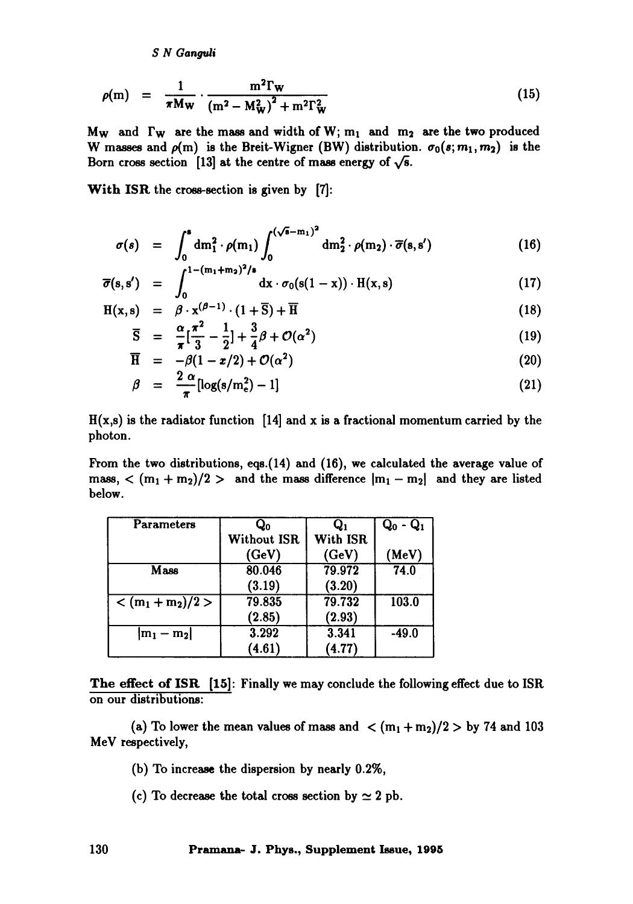$$\rho(\mathrm{m}) = \frac{1}{\pi \mathrm{M_W}} \cdot \frac{\mathrm{m}^2 \Gamma_\mathrm{W}}{(\mathrm{m}^2 - \mathrm{M_W^2})^2 + \mathrm{m}^2 \Gamma_\mathrm{W}^2} \tag{15}$$

$\mathrm{M_W}$ and $\Gamma_\mathrm{W}$ are the mass and width of W; $\mathrm{m_1}$ and $\mathrm{m_2}$ are the two produced W masses and $\rho(\mathrm{m})$ is the Breit-Wigner (BW) distribution. $\sigma_0(s; m_1, m_2)$ is the Born cross section [13] at the centre of mass energy of $\sqrt{s}$.

**With ISR** the cross-section is given by [7]:

$$\sigma(s) = \int_0^s \mathrm{dm_1^2} \cdot \rho(\mathrm{m_1}) \int_0^{(\sqrt{s}-\mathrm{m_1})^2} \mathrm{dm_2^2} \cdot \rho(\mathrm{m_2}) \cdot \overline{\sigma}(\mathrm{s}, \mathrm{s'}) \tag{16}$$

$$\overline{\sigma}(\mathrm{s}, \mathrm{s'}) = \int_0^{1-(\mathrm{m_1}+\mathrm{m_2})^2/s} \mathrm{dx} \cdot \sigma_0(\mathrm{s}(1-\mathrm{x})) \cdot \mathrm{H}(\mathrm{x}, \mathrm{s}) \tag{17}$$

$$\mathrm{H}(\mathrm{x}, \mathrm{s}) = \beta \cdot \mathrm{x}^{(\beta-1)} \cdot (1 + \overline{\mathrm{S}}) + \overline{\mathrm{H}} \tag{18}$$

$$\overline{\mathrm{S}} = \frac{\alpha}{\pi}\left[\frac{\pi^2}{3} - \frac{1}{2}\right] + \frac{3}{4}\beta + \mathcal{O}(\alpha^2) \tag{19}$$

$$\overline{\mathrm{H}} = -\beta(1 - x/2) + \mathcal{O}(\alpha^2) \tag{20}$$

$$\beta = \frac{2\,\alpha}{\pi}[\log(\mathrm{s}/\mathrm{m_e^2}) - 1] \tag{21}$$

H(x,s) is the radiator function [14] and x is a fractional momentum carried by the photon.

From the two distributions, eqs.(14) and (16), we calculated the average value of mass, $<(\mathrm{m_1}+\mathrm{m_2})/2>$ and the mass difference $|\mathrm{m_1}-\mathrm{m_2}|$ and they are listed below.

| Parameters | $\mathrm{Q_0}$ Without ISR (GeV) | $\mathrm{Q_1}$ With ISR (GeV) | $\mathrm{Q_0}$ - $\mathrm{Q_1}$ (MeV) |
|---|---|---|---|
| Mass | 80.046 (3.19) | 79.972 (3.20) | 74.0 |
| $<(\mathrm{m_1}+\mathrm{m_2})/2>$ | 79.835 (2.85) | 79.732 (2.93) | 103.0 |
| $\lvert\mathrm{m_1}-\mathrm{m_2}\rvert$ | 3.292 (4.61) | 3.341 (4.77) | -49.0 |

**The effect of ISR [15]**: Finally we may conclude the following effect due to ISR on our distributions:

(a) To lower the mean values of mass and $<(\mathrm{m_1}+\mathrm{m_2})/2>$ by 74 and 103 MeV respectively,

(b) To increase the dispersion by nearly 0.2%,

(c) To decrease the total cross section by $\simeq$ 2 pb.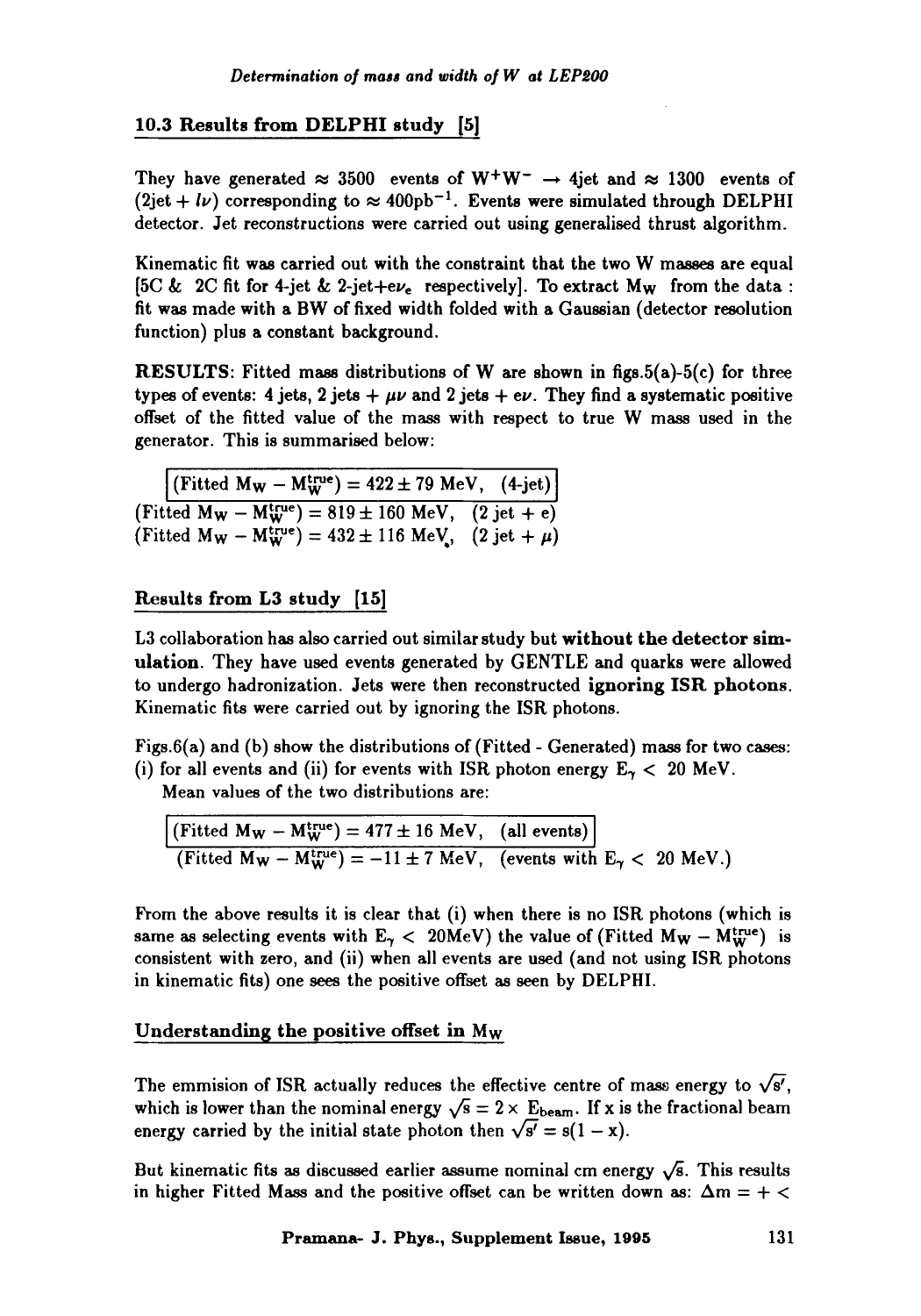### 10.3 Results from DELPHI study [5]

They have generated $\approx$ 3500 events of $W^+W^- \rightarrow$ 4jet and $\approx$ 1300 events of (2jet + $l\nu$) corresponding to $\approx 400\text{pb}^{-1}$. Events were simulated through DELPHI detector. Jet reconstructions were carried out using generalised thrust algorithm.

Kinematic fit was carried out with the constraint that the two W masses are equal [5C & 2C fit for 4-jet & 2-jet+$e\nu_e$ respectively]. To extract $M_W$ from the data : fit was made with a BW of fixed width folded with a Gaussian (detector resolution function) plus a constant background.

**RESULTS**: Fitted mass distributions of W are shown in figs.5(a)-5(c) for three types of events: 4 jets, 2 jets + $\mu\nu$ and 2 jets + $e\nu$. They find a systematic positive offset of the fitted value of the mass with respect to true W mass used in the generator. This is summarised below:

$$(\text{Fitted } M_W - M_W^{\text{true}}) = 422 \pm 79 \text{ MeV}, \quad (\text{4-jet})$$
$$(\text{Fitted } M_W - M_W^{\text{true}}) = 819 \pm 160 \text{ MeV}, \quad (2 \text{ jet} + e)$$
$$(\text{Fitted } M_W - M_W^{\text{true}}) = 432 \pm 116 \text{ MeV}, \quad (2 \text{ jet} + \mu)$$

### Results from L3 study [15]

L3 collaboration has also carried out similar study but **without the detector simulation**. They have used events generated by GENTLE and quarks were allowed to undergo hadronization. Jets were then reconstructed **ignoring ISR photons**. Kinematic fits were carried out by ignoring the ISR photons.

Figs.6(a) and (b) show the distributions of (Fitted - Generated) mass for two cases: (i) for all events and (ii) for events with ISR photon energy $E_\gamma <$ 20 MeV.

Mean values of the two distributions are:

$$(\text{Fitted } M_W - M_W^{\text{true}}) = 477 \pm 16 \text{ MeV}, \quad (\text{all events})$$
$$(\text{Fitted } M_W - M_W^{\text{true}}) = -11 \pm 7 \text{ MeV}, \quad (\text{events with } E_\gamma < 20 \text{ MeV.})$$

From the above results it is clear that (i) when there is no ISR photons (which is same as selecting events with $E_\gamma <$ 20MeV) the value of (Fitted $M_W - M_W^{\text{true}}$) is consistent with zero, and (ii) when all events are used (and not using ISR photons in kinematic fits) one sees the positive offset as seen by DELPHI.

### Understanding the positive offset in $M_W$

The emmision of ISR actually reduces the effective centre of mass energy to $\sqrt{s'}$, which is lower than the nominal energy $\sqrt{s} = 2 \times E_{\text{beam}}$. If x is the fractional beam energy carried by the initial state photon then $\sqrt{s'} = s(1 - x)$.

But kinematic fits as discussed earlier assume nominal cm energy $\sqrt{s}$. This results in higher Fitted Mass and the positive offset can be written down as: $\Delta m = + <$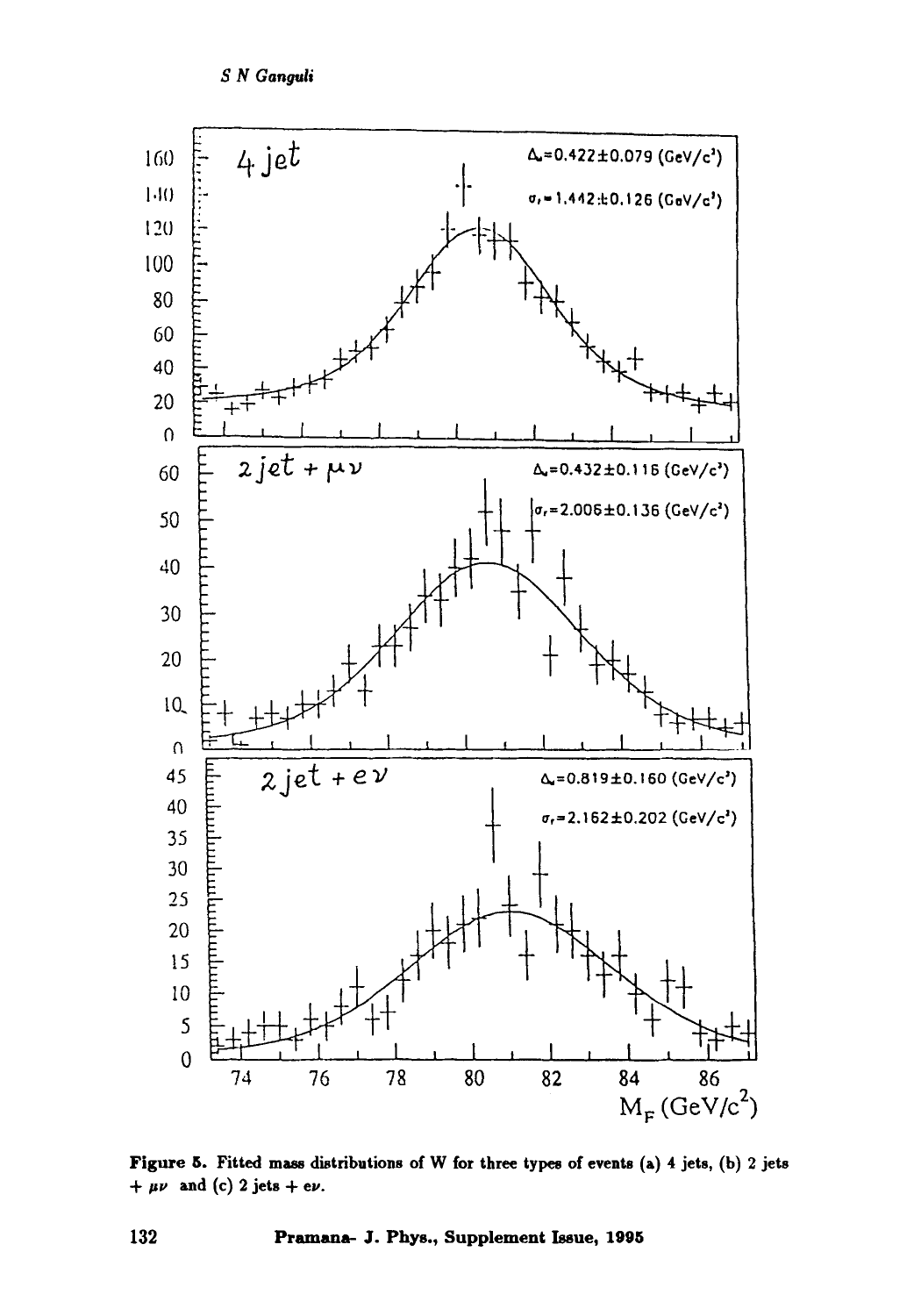Figure 5. Fitted mass distributions of W for three types of events (a) 4 jets, (b) 2 jets + $\mu\nu$ and (c) 2 jets + $e\nu$.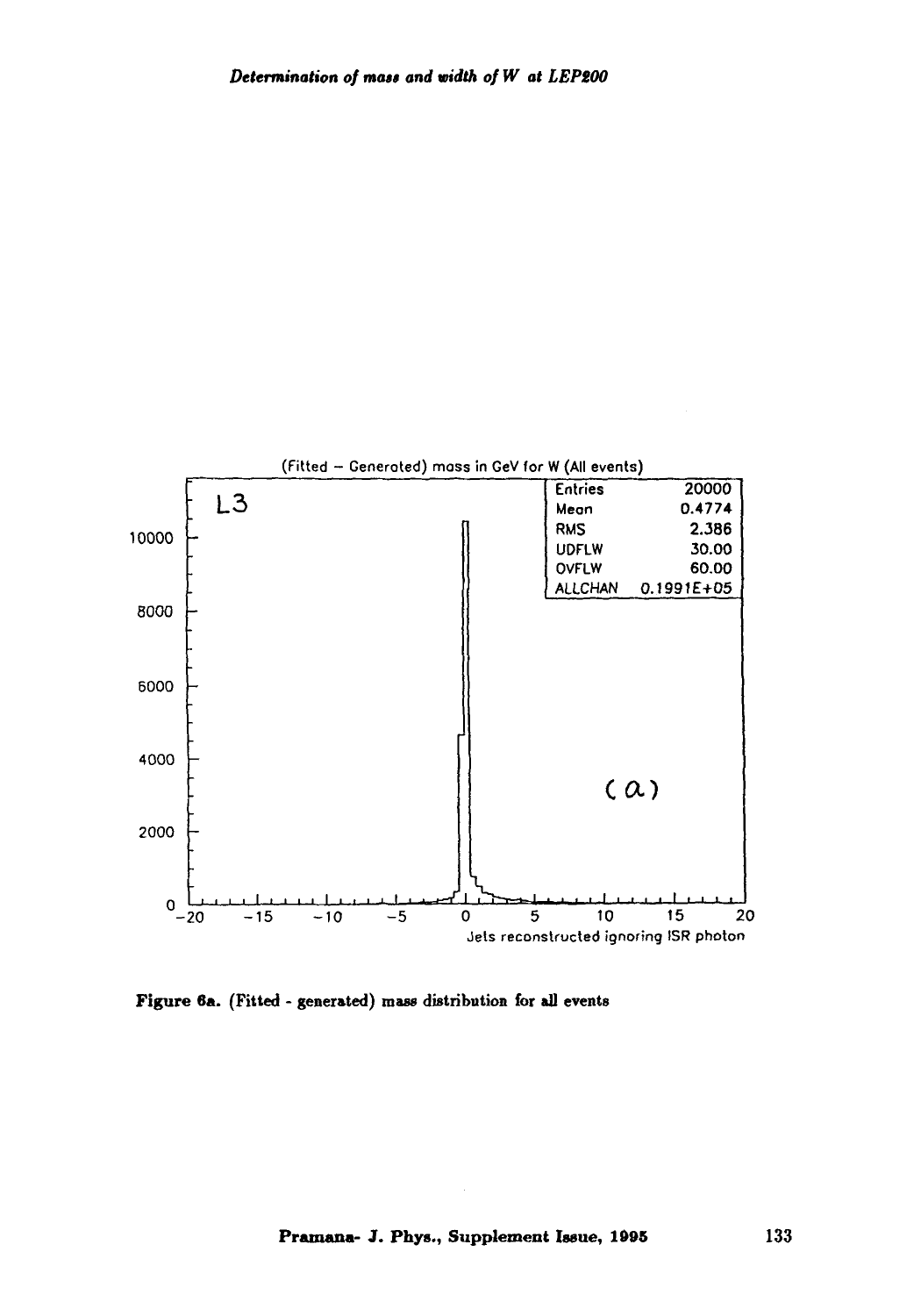Figure 6a. (Fitted - generated) mass distribution for all events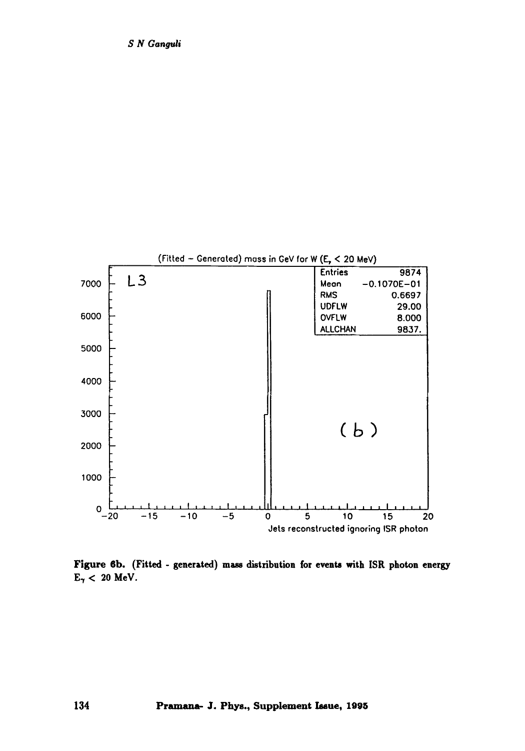**Figure 6b.** (Fitted - generated) mass distribution for events with ISR photon energy $E_\gamma < 20$ MeV.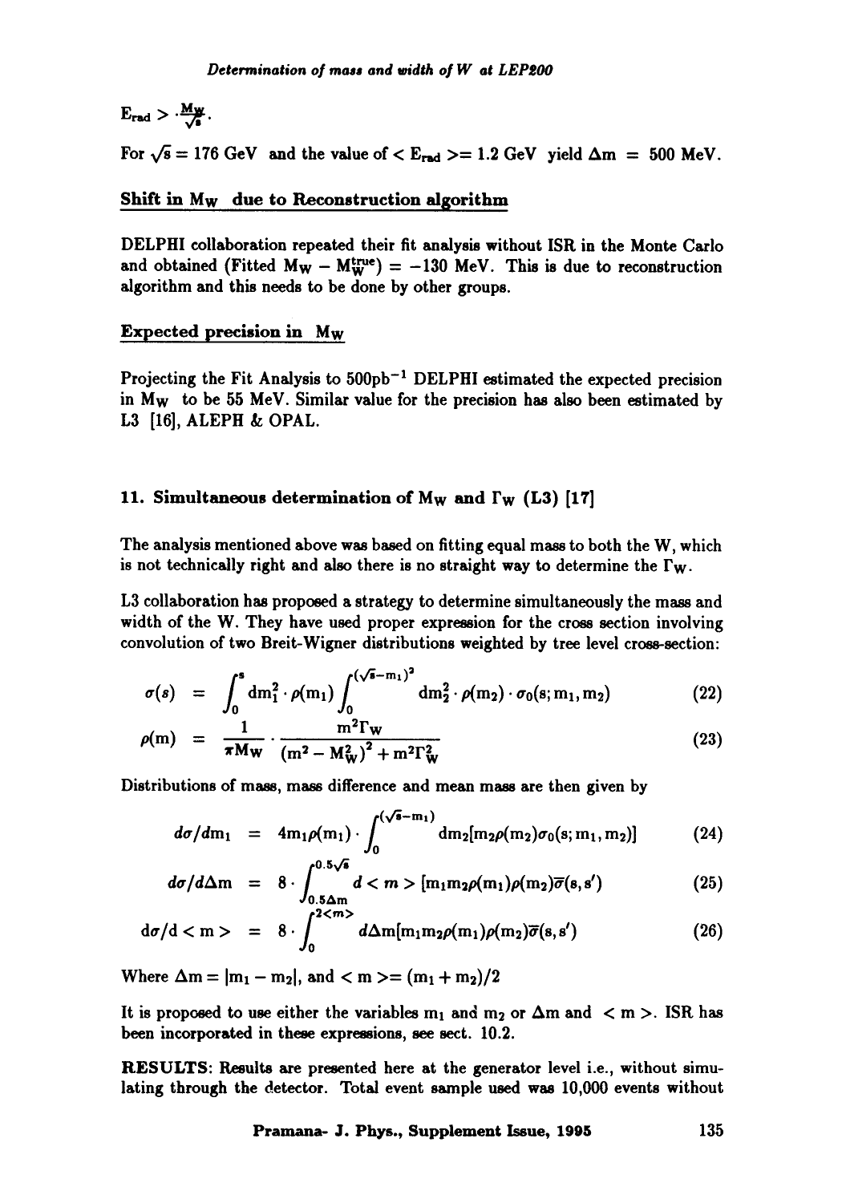$E_{rad} > \cdot \frac{M_W}{\sqrt{s}}$.

For $\sqrt{s} = 176$ GeV and the value of $< E_{rad} >= 1.2$ GeV yield $\Delta m = 500$ MeV.

**Shift in $M_W$ due to Reconstruction algorithm**

DELPHI collaboration repeated their fit analysis without ISR in the Monte Carlo and obtained (Fitted $M_W - M_W^{true}$) $= -130$ MeV. This is due to reconstruction algorithm and this needs to be done by other groups.

**Expected precision in $M_W$**

Projecting the Fit Analysis to 500pb$^{-1}$ DELPHI estimated the expected precision in $M_W$ to be 55 MeV. Similar value for the precision has also been estimated by L3 [16], ALEPH & OPAL.

## 11. Simultaneous determination of $M_W$ and $\Gamma_W$ (L3) [17]

The analysis mentioned above was based on fitting equal mass to both the W, which is not technically right and also there is no straight way to determine the $\Gamma_W$.

L3 collaboration has proposed a strategy to determine simultaneously the mass and width of the W. They have used proper expression for the cross section involving convolution of two Breit-Wigner distributions weighted by tree level cross-section:

$$\sigma(s) = \int_0^s dm_1^2 \cdot \rho(m_1) \int_0^{(\sqrt{s}-m_1)^2} dm_2^2 \cdot \rho(m_2) \cdot \sigma_0(s; m_1, m_2) \tag{22}$$

$$\rho(m) = \frac{1}{\pi M_W} \cdot \frac{m^2 \Gamma_W}{\left(m^2 - M_W^2\right)^2 + m^2 \Gamma_W^2} \tag{23}$$

Distributions of mass, mass difference and mean mass are then given by

$$d\sigma/dm_1 = 4 m_1 \rho(m_1) \cdot \int_0^{(\sqrt{s}-m_1)} dm_2 [m_2 \rho(m_2) \sigma_0(s; m_1, m_2)] \tag{24}$$

$$d\sigma/d\Delta m = 8 \cdot \int_{0.5\Delta m}^{0.5\sqrt{s}} d < m > [m_1 m_2 \rho(m_1) \rho(m_2) \overline{\sigma}(s, s')] \tag{25}$$

$$d\sigma/d < m > = 8 \cdot \int_0^{2<m>} d\Delta m [m_1 m_2 \rho(m_1) \rho(m_2) \overline{\sigma}(s, s')] \tag{26}$$

Where $\Delta m = |m_1 - m_2|$, and $< m >= (m_1 + m_2)/2$

It is proposed to use either the variables $m_1$ and $m_2$ or $\Delta m$ and $< m >$. ISR has been incorporated in these expressions, see sect. 10.2.

**RESULTS**: Results are presented here at the generator level i.e., without simulating through the detector. Total event sample used was 10,000 events without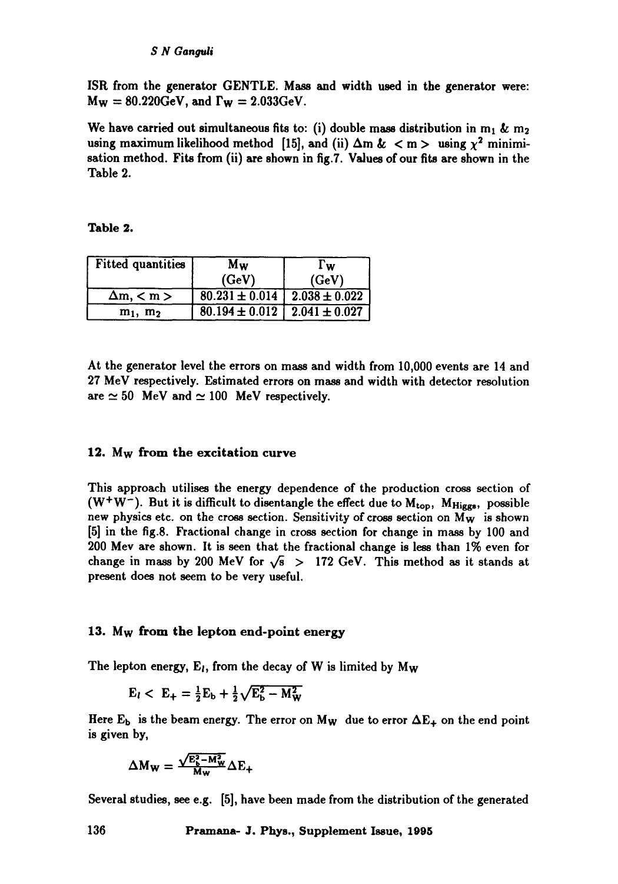ISR from the generator GENTLE. Mass and width used in the generator were: $M_W = 80.220$GeV, and $\Gamma_W = 2.033$GeV.

We have carried out simultaneous fits to: (i) double mass distribution in $m_1$ & $m_2$ using maximum likelihood method [15], and (ii) $\Delta m$ & $< m >$ using $\chi^2$ minimisation method. Fits from (ii) are shown in fig.7. Values of our fits are shown in the Table 2.

**Table 2.**

| Fitted quantities | $M_W$ (GeV) | $\Gamma_W$ (GeV) |
|---|---|---|
| $\Delta m, < m >$ | $80.231 \pm 0.014$ | $2.038 \pm 0.022$ |
| $m_1$, $m_2$ | $80.194 \pm 0.012$ | $2.041 \pm 0.027$ |

At the generator level the errors on mass and width from 10,000 events are 14 and 27 MeV respectively. Estimated errors on mass and width with detector resolution are $\simeq 50$ MeV and $\simeq 100$ MeV respectively.

## 12. $M_W$ from the excitation curve

This approach utilises the energy dependence of the production cross section of $(W^+W^-)$. But it is difficult to disentangle the effect due to $M_{top}$, $M_{Higgs}$, possible new physics etc. on the cross section. Sensitivity of cross section on $M_W$ is shown [5] in the fig.8. Fractional change in cross section for change in mass by 100 and 200 Mev are shown. It is seen that the fractional change is less than 1% even for change in mass by 200 MeV for $\sqrt{s} > 172$ GeV. This method as it stands at present does not seem to be very useful.

## 13. $M_W$ from the lepton end-point energy

The lepton energy, $E_l$, from the decay of W is limited by $M_W$

$$E_l < E_+ = \tfrac{1}{2}E_b + \tfrac{1}{2}\sqrt{E_b^2 - M_W^2}$$

Here $E_b$ is the beam energy. The error on $M_W$ due to error $\Delta E_+$ on the end point is given by,

$$\Delta M_W = \frac{\sqrt{E_b^2 - M_W^2}}{M_W} \Delta E_+$$

Several studies, see e.g. [5], have been made from the distribution of the generated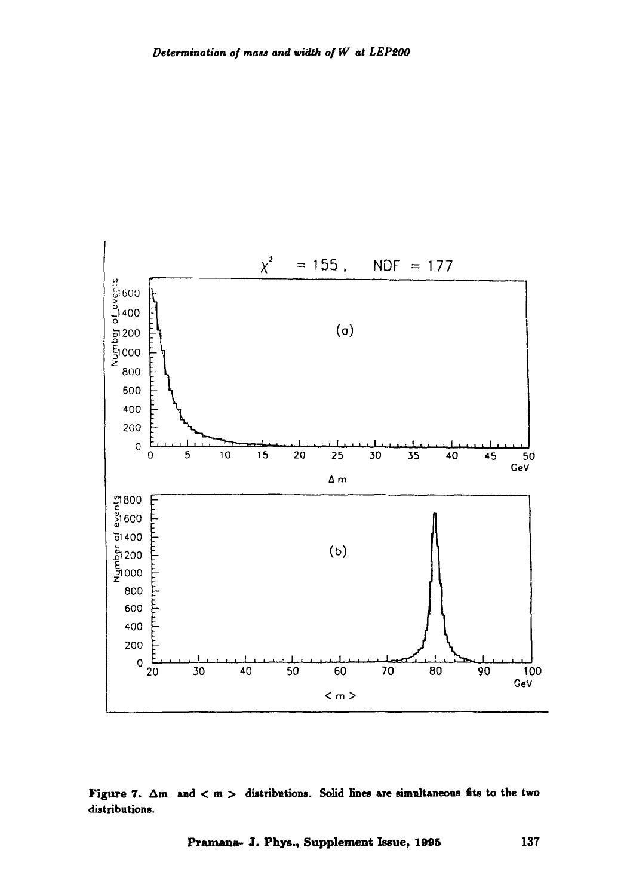Figure 7. $\Delta m$ and $< m >$ distributions. Solid lines are simultaneous fits to the two distributions.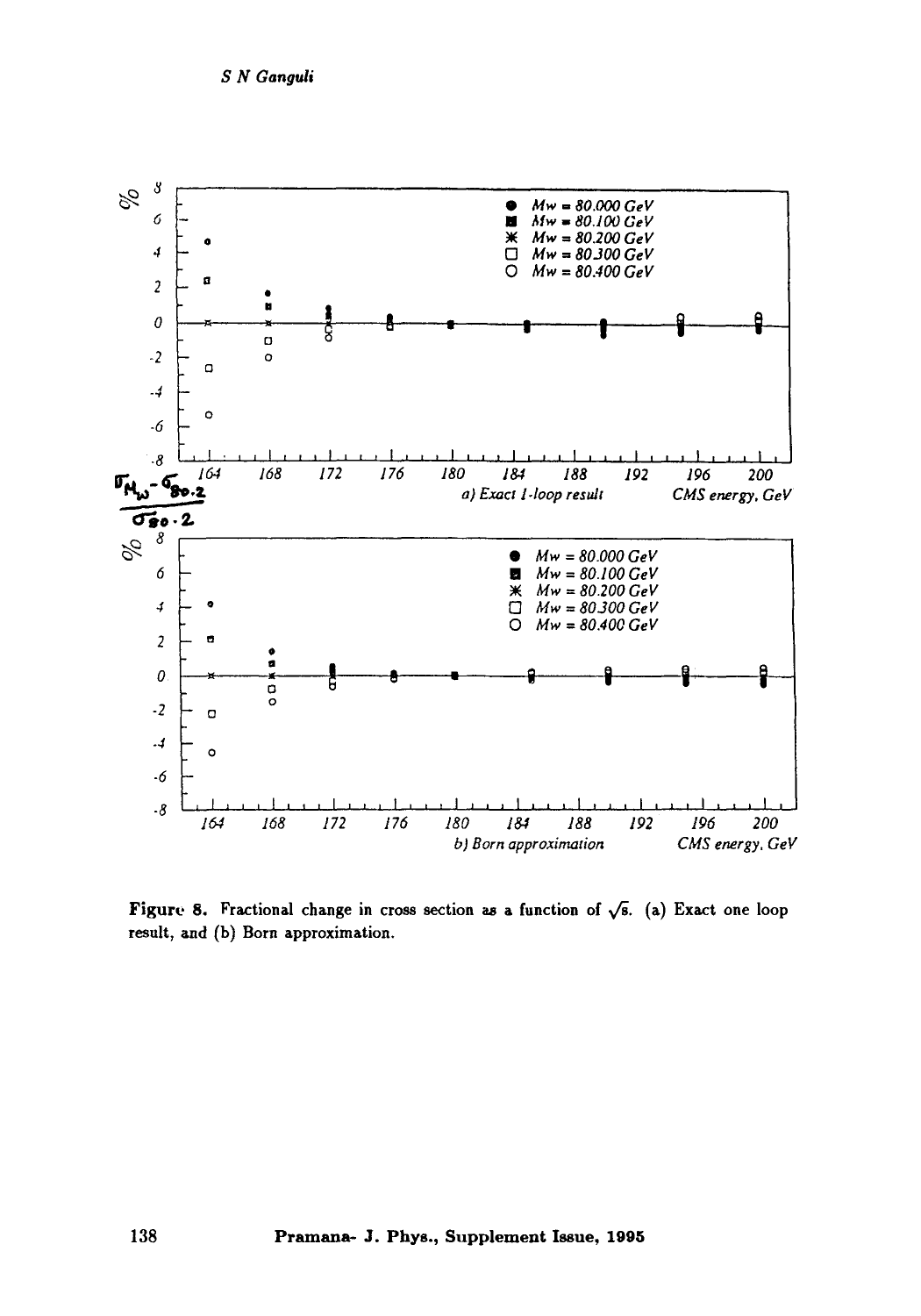Figure 8. Fractional change in cross section as a function of $\sqrt{s}$. (a) Exact one loop result, and (b) Born approximation.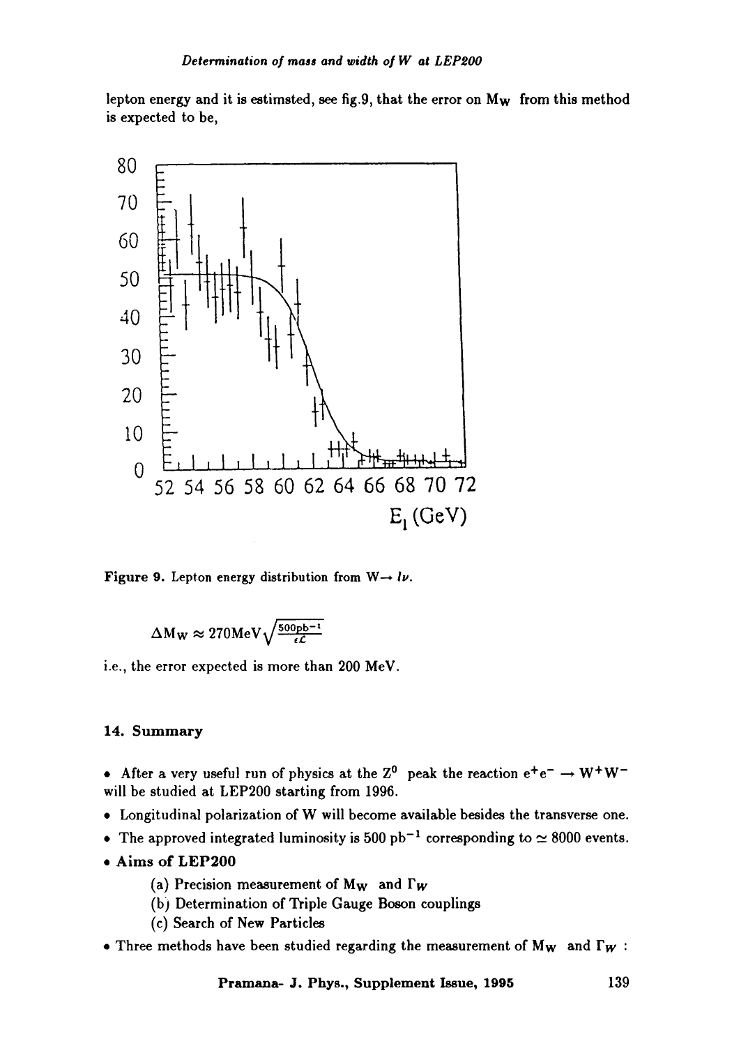lepton energy and it is estimsted, see fig.9, that the error on $M_W$ from this method is expected to be,

Figure 9. Lepton energy distribution from $W \rightarrow l\nu$.

$$\Delta M_W \approx 270\text{MeV}\sqrt{\frac{500\text{pb}^{-1}}{\epsilon\mathcal{L}}}$$

i.e., the error expected is more than 200 MeV.

### 14. Summary

- After a very useful run of physics at the $Z^0$ peak the reaction $e^+e^- \rightarrow W^+W^-$ will be studied at LEP200 starting from 1996.
- Longitudinal polarization of W will become available besides the transverse one.
- The approved integrated luminosity is 500 $\text{pb}^{-1}$ corresponding to $\simeq$ 8000 events.
- **Aims of LEP200**
    - (a) Precision measurement of $M_W$ and $\Gamma_W$
    - (b) Determination of Triple Gauge Boson couplings
    - (c) Search of New Particles
- Three methods have been studied regarding the measurement of $M_W$ and $\Gamma_W$ :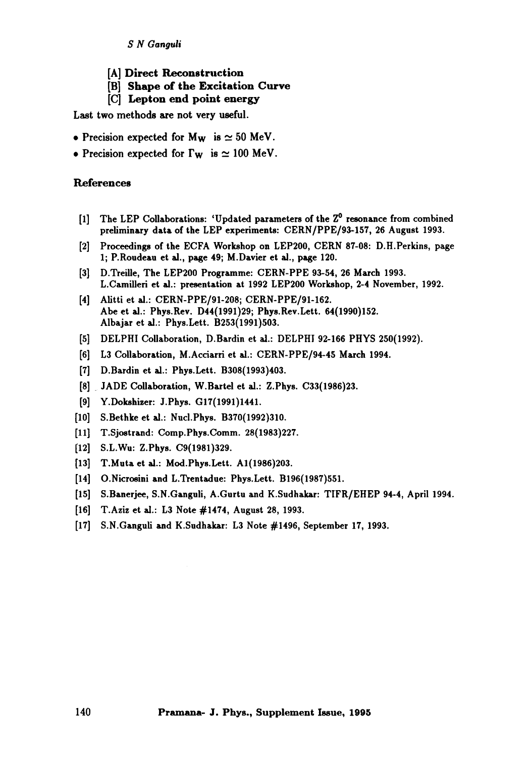**[A] Direct Reconstruction**
**[B] Shape of the Excitation Curve**
**[C] Lepton end point energy**

Last two methods are not very useful.

- Precision expected for $M_W$ is $\simeq 50$ MeV.
- Precision expected for $\Gamma_W$ is $\simeq 100$ MeV.

## References

[1] The LEP Collaborations: 'Updated parameters of the $Z^0$ resonance from combined preliminary data of the LEP experiments: CERN/PPE/93-157, 26 August 1993.

[2] Proceedings of the ECFA Workshop on LEP200, CERN 87-08: D.H.Perkins, page 1; P.Roudeau et al., page 49; M.Davier et al., page 120.

[3] D.Treille, The LEP200 Programme: CERN-PPE 93-54, 26 March 1993. L.Camilleri et al.: presentation at 1992 LEP200 Workshop, 2-4 November, 1992.

[4] Alitti et al.: CERN-PPE/91-208; CERN-PPE/91-162. Abe et al.: Phys.Rev. D44(1991)29; Phys.Rev.Lett. 64(1990)152. Albajar et al.: Phys.Lett. B253(1991)503.

[5] DELPHI Collaboration, D.Bardin et al.: DELPHI 92-166 PHYS 250(1992).

[6] L3 Collaboration, M.Acciarri et al.: CERN-PPE/94-45 March 1994.

[7] D.Bardin et al.: Phys.Lett. B308(1993)403.

[8] JADE Collaboration, W.Bartel et al.: Z.Phys. C33(1986)23.

[9] Y.Dokshizer: J.Phys. G17(1991)1441.

[10] S.Bethke et al.: Nucl.Phys. B370(1992)310.

[11] T.Sjostrand: Comp.Phys.Comm. 28(1983)227.

[12] S.L.Wu: Z.Phys. C9(1981)329.

[13] T.Muta et al.: Mod.Phys.Lett. A1(1986)203.

[14] O.Nicrosini and L.Trentadue: Phys.Lett. B196(1987)551.

[15] S.Banerjee, S.N.Ganguli, A.Gurtu and K.Sudhakar: TIFR/EHEP 94-4, April 1994.

[16] T.Aziz et al.: L3 Note #1474, August 28, 1993.

[17] S.N.Ganguli and K.Sudhakar: L3 Note #1496, September 17, 1993.